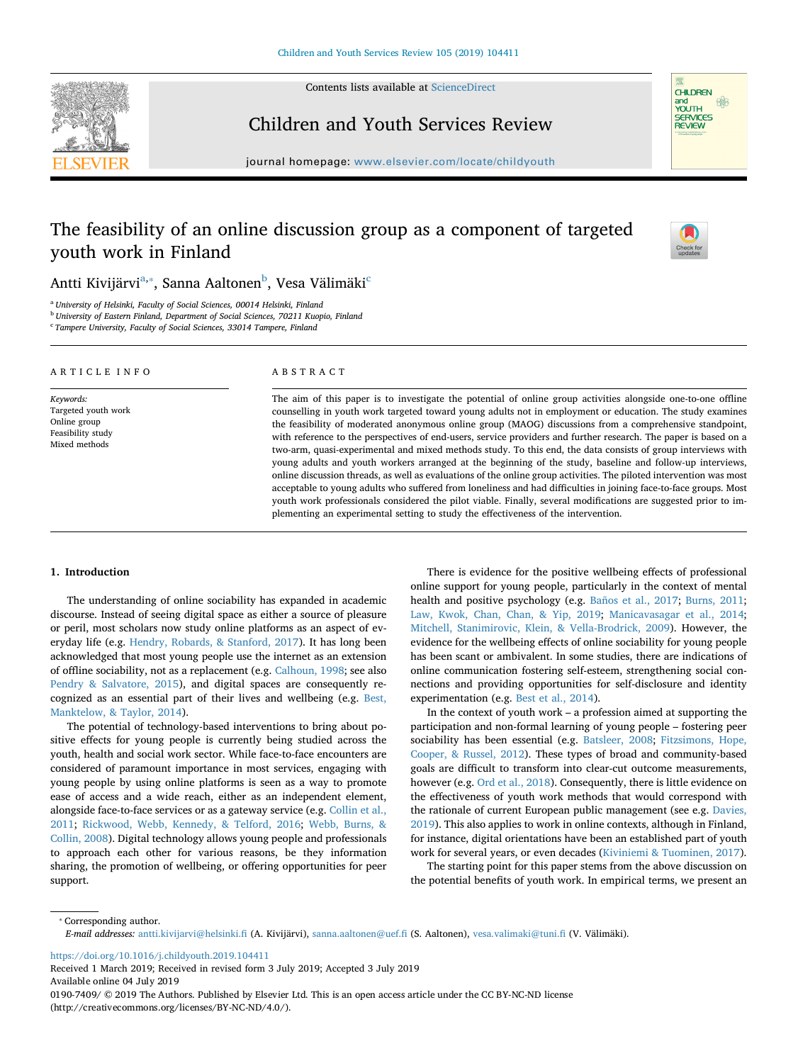# The feasibility of an online discussion group as a component of targeted youth work in Finland

Antti Kivijärvi[a,*], Sanna Aaltonen[b], Vesa Välimäki[c]

[a] University of Helsinki, Faculty of Social Sciences, 00014 Helsinki, Finland
[b] University of Eastern Finland, Department of Social Sciences, 70211 Kuopio, Finland
[c] Tampere University, Faculty of Social Sciences, 33014 Tampere, Finland

## ARTICLE INFO

*Keywords:*
Targeted youth work
Online group
Feasibility study
Mixed methods

## ABSTRACT

The aim of this paper is to investigate the potential of online group activities alongside one-to-one offline counselling in youth work targeted toward young adults not in employment or education. The study examines the feasibility of moderated anonymous online group (MAOG) discussions from a comprehensive standpoint, with reference to the perspectives of end-users, service providers and further research. The paper is based on a two-arm, quasi-experimental and mixed methods study. To this end, the data consists of group interviews with young adults and youth workers arranged at the beginning of the study, baseline and follow-up interviews, online discussion threads, as well as evaluations of the online group activities. The piloted intervention was most acceptable to young adults who suffered from loneliness and had difficulties in joining face-to-face groups. Most youth work professionals considered the pilot viable. Finally, several modifications are suggested prior to implementing an experimental setting to study the effectiveness of the intervention.

## 1. Introduction

The understanding of online sociability has expanded in academic discourse. Instead of seeing digital space as either a source of pleasure or peril, most scholars now study online platforms as an aspect of everyday life (e.g. Hendry, Robards, & Stanford, 2017). It has long been acknowledged that most young people use the internet as an extension of offline sociability, not as a replacement (e.g. Calhoun, 1998; see also Pendry & Salvatore, 2015), and digital spaces are consequently recognized as an essential part of their lives and wellbeing (e.g. Best, Manktelow, & Taylor, 2014).

The potential of technology-based interventions to bring about positive effects for young people is currently being studied across the youth, health and social work sector. While face-to-face encounters are considered of paramount importance in most services, engaging with young people by using online platforms is seen as a way to promote ease of access and a wide reach, either as an independent element, alongside face-to-face services or as a gateway service (e.g. Collin et al., 2011; Rickwood, Webb, Kennedy, & Telford, 2016; Webb, Burns, & Collin, 2008). Digital technology allows young people and professionals to approach each other for various reasons, be they information sharing, the promotion of wellbeing, or offering opportunities for peer support.

There is evidence for the positive wellbeing effects of professional online support for young people, particularly in the context of mental health and positive psychology (e.g. Baños et al., 2017; Burns, 2011; Law, Kwok, Chan, Chan, & Yip, 2019; Manicavasagar et al., 2014; Mitchell, Stanimirovic, Klein, & Vella-Brodrick, 2009). However, the evidence for the wellbeing effects of online sociability for young people has been scant or ambivalent. In some studies, there are indications of online communication fostering self-esteem, strengthening social connections and providing opportunities for self-disclosure and identity experimentation (e.g. Best et al., 2014).

In the context of youth work – a profession aimed at supporting the participation and non-formal learning of young people – fostering peer sociability has been essential (e.g. Batsleer, 2008; Fitzsimons, Hope, Cooper, & Russel, 2012). These types of broad and community-based goals are difficult to transform into clear-cut outcome measurements, however (e.g. Ord et al., 2018). Consequently, there is little evidence on the effectiveness of youth work methods that would correspond with the rationale of current European public management (see e.g. Davies, 2019). This also applies to work in online contexts, although in Finland, for instance, digital orientations have been an established part of youth work for several years, or even decades (Kiviniemi & Tuominen, 2017).

The starting point for this paper stems from the above discussion on the potential benefits of youth work. In empirical terms, we present an

* Corresponding author.
*E-mail addresses:* antti.kivijarvi@helsinki.fi (A. Kivijärvi), sanna.aaltonen@uef.fi (S. Aaltonen), vesa.valimaki@tuni.fi (V. Välimäki).

https://doi.org/10.1016/j.childyouth.2019.104411
Received 1 March 2019; Received in revised form 3 July 2019; Accepted 3 July 2019
Available online 04 July 2019
0190-7409/ © 2019 The Authors. Published by Elsevier Ltd. This is an open access article under the CC BY-NC-ND license (http://creativecommons.org/licenses/BY-NC-ND/4.0/).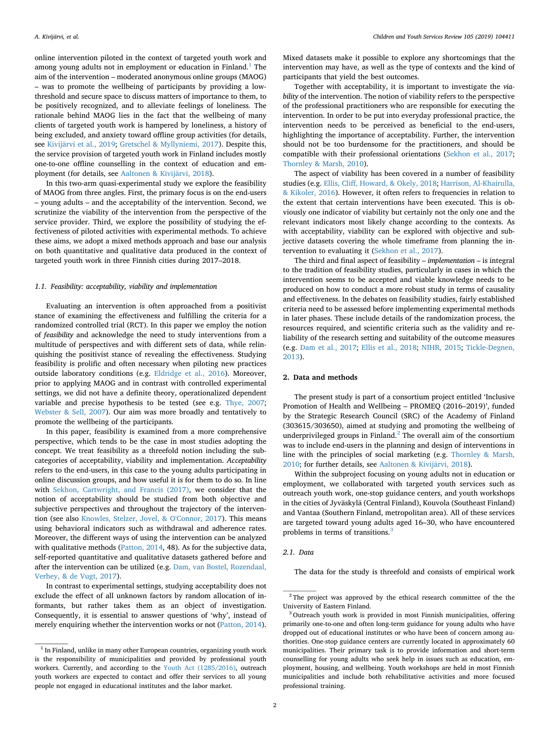online intervention piloted in the context of targeted youth work and among young adults not in employment or education in Finland.[1] The aim of the intervention – moderated anonymous online groups (MAOG) – was to promote the wellbeing of participants by providing a low-threshold and secure space to discuss matters of importance to them, to be positively recognized, and to alleviate feelings of loneliness. The rationale behind MAOG lies in the fact that the wellbeing of many clients of targeted youth work is hampered by loneliness, a history of being excluded, and anxiety toward offline group activities (for details, see Kivijärvi et al., 2019; Gretschel & Myllyniemi, 2017). Despite this, the service provision of targeted youth work in Finland includes mostly one-to-one offline counselling in the context of education and employment (for details, see Aaltonen & Kivijärvi, 2018).

In this two-arm quasi-experimental study we explore the feasibility of MAOG from three angles. First, the primary focus is on the end-users – young adults – and the acceptability of the intervention. Second, we scrutinize the viability of the intervention from the perspective of the service provider. Third, we explore the possibility of studying the effectiveness of piloted activities with experimental methods. To achieve these aims, we adopt a mixed methods approach and base our analysis on both quantitative and qualitative data produced in the context of targeted youth work in three Finnish cities during 2017–2018.

### 1.1. Feasibility: acceptability, viability and implementation

Evaluating an intervention is often approached from a positivist stance of examining the effectiveness and fulfilling the criteria for a randomized controlled trial (RCT). In this paper we employ the notion of *feasibility* and acknowledge the need to study interventions from a multitude of perspectives and with different sets of data, while relinquishing the positivist stance of revealing the effectiveness. Studying feasibility is prolific and often necessary when piloting new practices outside laboratory conditions (e.g. Eldridge et al., 2016). Moreover, prior to applying MAOG and in contrast with controlled experimental settings, we did not have a definite theory, operationalized dependent variable and precise hypothesis to be tested (see e.g. Thye, 2007; Webster & Sell, 2007). Our aim was more broadly and tentatively to promote the wellbeing of the participants.

In this paper, feasibility is examined from a more comprehensive perspective, which tends to be the case in most studies adopting the concept. We treat feasibility as a threefold notion including the subcategories of acceptability, viability and implementation. *Acceptability* refers to the end-users, in this case to the young adults participating in online discussion groups, and how useful it is for them to do so. In line with Sekhon, Cartwright, and Francis (2017), we consider that the notion of acceptability should be studied from both objective and subjective perspectives and throughout the trajectory of the intervention (see also Knowles, Stelzer, Jovel, & O'Connor, 2017). This means using behavioral indicators such as withdrawal and adherence rates. Moreover, the different ways of using the intervention can be analyzed with qualitative methods (Patton, 2014, 48). As for the subjective data, self-reported quantitative and qualitative datasets gathered before and after the intervention can be utilized (e.g. Dam, van Bostel, Rozendaal, Verhey, & de Vugt, 2017).

In contrast to experimental settings, studying acceptability does not exclude the effect of all unknown factors by random allocation of informants, but rather takes them as an object of investigation. Consequently, it is essential to answer questions of 'why', instead of merely enquiring whether the intervention works or not (Patton, 2014). Mixed datasets make it possible to explore any shortcomings that the intervention may have, as well as the type of contexts and the kind of participants that yield the best outcomes.

Together with acceptability, it is important to investigate the *viability* of the intervention. The notion of viability refers to the perspective of the professional practitioners who are responsible for executing the intervention. In order to be put into everyday professional practice, the intervention needs to be perceived as beneficial to the end-users, highlighting the importance of acceptability. Further, the intervention should not be too burdensome for the practitioners, and should be compatible with their professional orientations (Sekhon et al., 2017; Thornley & Marsh, 2010).

The aspect of viability has been covered in a number of feasibility studies (e.g. Ellis, Cliff, Howard, & Okely, 2018; Harrison, Al-Khairulla, & Kikoler, 2016). However, it often refers to frequencies in relation to the extent that certain interventions have been executed. This is obviously one indicator of viability but certainly not the only one and the relevant indicators most likely change according to the contexts. As with acceptability, viability can be explored with objective and subjective datasets covering the whole timeframe from planning the intervention to evaluating it (Sekhon et al., 2017).

The third and final aspect of feasibility – *implementation* – is integral to the tradition of feasibility studies, particularly in cases in which the intervention seems to be accepted and viable knowledge needs to be produced on how to conduct a more robust study in terms of causality and effectiveness. In the debates on feasibility studies, fairly established criteria need to be assessed before implementing experimental methods in later phases. These include details of the randomization process, the resources required, and scientific criteria such as the validity and reliability of the research setting and suitability of the outcome measures (e.g. Dam et al., 2017; Ellis et al., 2018; NIHR, 2015; Tickle-Degnen, 2013).

## 2. Data and methods

The present study is part of a consortium project entitled 'Inclusive Promotion of Health and Wellbeing – PROMEQ (2016–2019)', funded by the Strategic Research Council (SRC) of the Academy of Finland (303615/303650), aimed at studying and promoting the wellbeing of underprivileged groups in Finland.[2] The overall aim of the consortium was to include end-users in the planning and design of interventions in line with the principles of social marketing (e.g. Thornley & Marsh, 2010; for further details, see Aaltonen & Kivijärvi, 2018).

Within the subproject focusing on young adults not in education or employment, we collaborated with targeted youth services such as outreach youth work, one-stop guidance centers, and youth workshops in the cities of Jyväskylä (Central Finland), Kouvola (Southeast Finland) and Vantaa (Southern Finland, metropolitan area). All of these services are targeted toward young adults aged 16–30, who have encountered problems in terms of transitions.[3]

### 2.1. Data

The data for the study is threefold and consists of empirical work

[1] In Finland, unlike in many other European countries, organizing youth work is the responsibility of municipalities and provided by professional youth workers. Currently, and according to the Youth Act (1285/2016), outreach youth workers are expected to contact and offer their services to all young people not engaged in educational institutes and the labor market.

[2] The project was approved by the ethical research committee of the the University of Eastern Finland.

[3] Outreach youth work is provided in most Finnish municipalities, offering primarily one-to-one and often long-term guidance for young adults who have dropped out of educational institutes or who have been of concern among authorities. One-stop guidance centers are currently located in approximately 60 municipalities. Their primary task is to provide information and short-term counselling for young adults who seek help in issues such as education, employment, housing, and wellbeing. Youth workshops are held in most Finnish municipalities and include both rehabilitative activities and more focused professional training.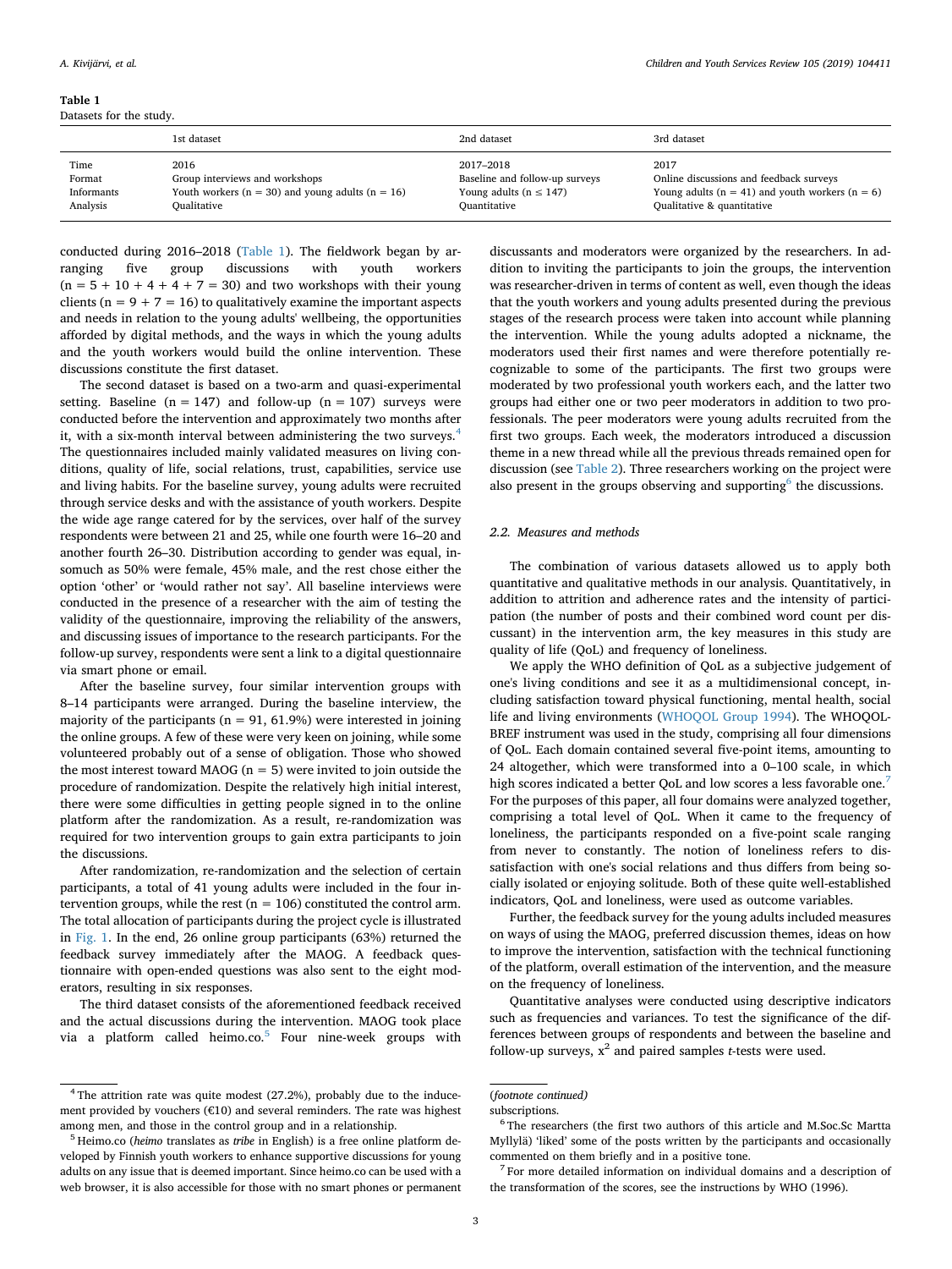**Table 1**
Datasets for the study.

| | 1st dataset | 2nd dataset | 3rd dataset |
|---|---|---|---|
| Time | 2016 | 2017–2018 | 2017 |
| Format | Group interviews and workshops | Baseline and follow-up surveys | Online discussions and feedback surveys |
| Informants | Youth workers (n = 30) and young adults (n = 16) | Young adults (n ≤ 147) | Young adults (n = 41) and youth workers (n = 6) |
| Analysis | Qualitative | Quantitative | Qualitative & quantitative |

conducted during 2016–2018 (Table 1). The fieldwork began by arranging five group discussions with youth workers (n = 5 + 10 + 4 + 4 + 7 = 30) and two workshops with their young clients (n = 9 + 7 = 16) to qualitatively examine the important aspects and needs in relation to the young adults' wellbeing, the opportunities afforded by digital methods, and the ways in which the young adults and the youth workers would build the online intervention. These discussions constitute the first dataset.

The second dataset is based on a two-arm and quasi-experimental setting. Baseline (n = 147) and follow-up (n = 107) surveys were conducted before the intervention and approximately two months after it, with a six-month interval between administering the two surveys.[4] The questionnaires included mainly validated measures on living conditions, quality of life, social relations, trust, capabilities, service use and living habits. For the baseline survey, young adults were recruited through service desks and with the assistance of youth workers. Despite the wide age range catered for by the services, over half of the survey respondents were between 21 and 25, while one fourth were 16–20 and another fourth 26–30. Distribution according to gender was equal, insomuch as 50% were female, 45% male, and the rest chose either the option 'other' or 'would rather not say'. All baseline interviews were conducted in the presence of a researcher with the aim of testing the validity of the questionnaire, improving the reliability of the answers, and discussing issues of importance to the research participants. For the follow-up survey, respondents were sent a link to a digital questionnaire via smart phone or email.

After the baseline survey, four similar intervention groups with 8–14 participants were arranged. During the baseline interview, the majority of the participants (n = 91, 61.9%) were interested in joining the online groups. A few of these were very keen on joining, while some volunteered probably out of a sense of obligation. Those who showed the most interest toward MAOG (n = 5) were invited to join outside the procedure of randomization. Despite the relatively high initial interest, there were some difficulties in getting people signed in to the online platform after the randomization. As a result, re-randomization was required for two intervention groups to gain extra participants to join the discussions.

After randomization, re-randomization and the selection of certain participants, a total of 41 young adults were included in the four intervention groups, while the rest (n = 106) constituted the control arm. The total allocation of participants during the project cycle is illustrated in Fig. 1. In the end, 26 online group participants (63%) returned the feedback survey immediately after the MAOG. A feedback questionnaire with open-ended questions was also sent to the eight moderators, resulting in six responses.

The third dataset consists of the aforementioned feedback received and the actual discussions during the intervention. MAOG took place via a platform called heimo.co.[5] Four nine-week groups with discussants and moderators were organized by the researchers. In addition to inviting the participants to join the groups, the intervention was researcher-driven in terms of content as well, even though the ideas that the youth workers and young adults presented during the previous stages of the research process were taken into account while planning the intervention. While the young adults adopted a nickname, the moderators used their first names and were therefore potentially recognizable to some of the participants. The first two groups were moderated by two professional youth workers each, and the latter two groups had either one or two peer moderators in addition to two professionals. The peer moderators were young adults recruited from the first two groups. Each week, the moderators introduced a discussion theme in a new thread while all the previous threads remained open for discussion (see Table 2). Three researchers working on the project were also present in the groups observing and supporting[6] the discussions.

### 2.2. Measures and methods

The combination of various datasets allowed us to apply both quantitative and qualitative methods in our analysis. Quantitatively, in addition to attrition and adherence rates and the intensity of participation (the number of posts and their combined word count per discussant) in the intervention arm, the key measures in this study are quality of life (QoL) and frequency of loneliness.

We apply the WHO definition of QoL as a subjective judgement of one's living conditions and see it as a multidimensional concept, including satisfaction toward physical functioning, mental health, social life and living environments (WHOQOL Group 1994). The WHOQOL-BREF instrument was used in the study, comprising all four dimensions of QoL. Each domain contained several five-point items, amounting to 24 altogether, which were transformed into a 0–100 scale, in which high scores indicated a better QoL and low scores a less favorable one.[7] For the purposes of this paper, all four domains were analyzed together, comprising a total level of QoL. When it came to the frequency of loneliness, the participants responded on a five-point scale ranging from never to constantly. The notion of loneliness refers to dissatisfaction with one's social relations and thus differs from being socially isolated or enjoying solitude. Both of these quite well-established indicators, QoL and loneliness, were used as outcome variables.

Further, the feedback survey for the young adults included measures on ways of using the MAOG, preferred discussion themes, ideas on how to improve the intervention, satisfaction with the technical functioning of the platform, overall estimation of the intervention, and the measure on the frequency of loneliness.

Quantitative analyses were conducted using descriptive indicators such as frequencies and variances. To test the significance of the differences between groups of respondents and between the baseline and follow-up surveys, $x^2$ and paired samples *t*-tests were used.

---

[4] The attrition rate was quite modest (27.2%), probably due to the inducement provided by vouchers (€10) and several reminders. The rate was highest among men, and those in the control group and in a relationship.

[5] Heimo.co (*heimo* translates as *tribe* in English) is a free online platform developed by Finnish youth workers to enhance supportive discussions for young adults on any issue that is deemed important. Since heimo.co can be used with a web browser, it is also accessible for those with no smart phones or permanent subscriptions.

[6] The researchers (the first two authors of this article and M.Soc.Sc Martta Myllylä) 'liked' some of the posts written by the participants and occasionally commented on them briefly and in a positive tone.

[7] For more detailed information on individual domains and a description of the transformation of the scores, see the instructions by WHO (1996).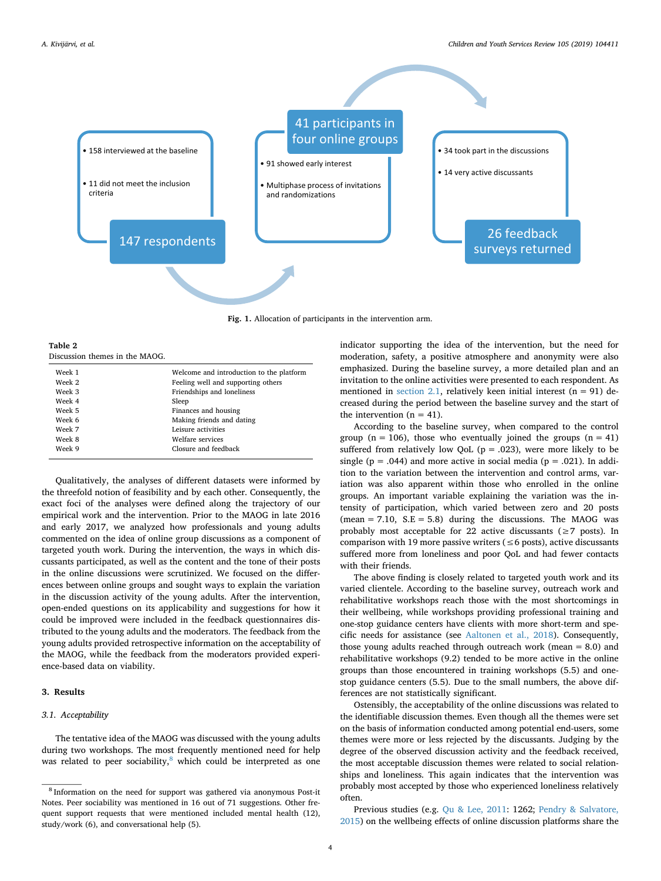- 158 interviewed at the baseline
- 11 did not meet the inclusion criteria

147 respondents

41 participants in four online groups

- 91 showed early interest
- Multiphase process of invitations and randomizations

- 34 took part in the discussions
- 14 very active discussants

26 feedback surveys returned

**Fig. 1.** Allocation of participants in the intervention arm.

**Table 2**
Discussion themes in the MAOG.

| | |
|---|---|
| Week 1 | Welcome and introduction to the platform |
| Week 2 | Feeling well and supporting others |
| Week 3 | Friendships and loneliness |
| Week 4 | Sleep |
| Week 5 | Finances and housing |
| Week 6 | Making friends and dating |
| Week 7 | Leisure activities |
| Week 8 | Welfare services |
| Week 9 | Closure and feedback |

Qualitatively, the analyses of different datasets were informed by the threefold notion of feasibility and by each other. Consequently, the exact foci of the analyses were defined along the trajectory of our empirical work and the intervention. Prior to the MAOG in late 2016 and early 2017, we analyzed how professionals and young adults commented on the idea of online group discussions as a component of targeted youth work. During the intervention, the ways in which discussants participated, as well as the content and the tone of their posts in the online discussions were scrutinized. We focused on the differences between online groups and sought ways to explain the variation in the discussion activity of the young adults. After the intervention, open-ended questions on its applicability and suggestions for how it could be improved were included in the feedback questionnaires distributed to the young adults and the moderators. The feedback from the young adults provided retrospective information on the acceptability of the MAOG, while the feedback from the moderators provided experience-based data on viability.

## 3. Results

### 3.1. Acceptability

The tentative idea of the MAOG was discussed with the young adults during two workshops. The most frequently mentioned need for help was related to peer sociability,[8] which could be interpreted as one indicator supporting the idea of the intervention, but the need for moderation, safety, a positive atmosphere and anonymity were also emphasized. During the baseline survey, a more detailed plan and an invitation to the online activities were presented to each respondent. As mentioned in section 2.1, relatively keen initial interest (n = 91) decreased during the period between the baseline survey and the start of the intervention (n = 41).

According to the baseline survey, when compared to the control group (n = 106), those who eventually joined the groups (n = 41) suffered from relatively low QoL (p = .023), were more likely to be single (p = .044) and more active in social media (p = .021). In addition to the variation between the intervention and control arms, variation was also apparent within those who enrolled in the online groups. An important variable explaining the variation was the intensity of participation, which varied between zero and 20 posts (mean = 7.10, S.E = 5.8) during the discussions. The MAOG was probably most acceptable for 22 active discussants (≥7 posts). In comparison with 19 more passive writers (≤6 posts), active discussants suffered more from loneliness and poor QoL and had fewer contacts with their friends.

The above finding is closely related to targeted youth work and its varied clientele. According to the baseline survey, outreach work and rehabilitative workshops reach those with the most shortcomings in their wellbeing, while workshops providing professional training and one-stop guidance centers have clients with more short-term and specific needs for assistance (see Aaltonen et al., 2018). Consequently, those young adults reached through outreach work (mean = 8.0) and rehabilitative workshops (9.2) tended to be more active in the online groups than those encountered in training workshops (5.5) and one-stop guidance centers (5.5). Due to the small numbers, the above differences are not statistically significant.

Ostensibly, the acceptability of the online discussions was related to the identifiable discussion themes. Even though all the themes were set on the basis of information conducted among potential end-users, some themes were more or less rejected by the discussants. Judging by the degree of the observed discussion activity and the feedback received, the most acceptable discussion themes were related to social relationships and loneliness. This again indicates that the intervention was probably most accepted by those who experienced loneliness relatively often.

Previous studies (e.g. Qu & Lee, 2011: 1262; Pendry & Salvatore, 2015) on the wellbeing effects of online discussion platforms share the

[8] Information on the need for support was gathered via anonymous Post-it Notes. Peer sociability was mentioned in 16 out of 71 suggestions. Other frequent support requests that were mentioned included mental health (12), study/work (6), and conversational help (5).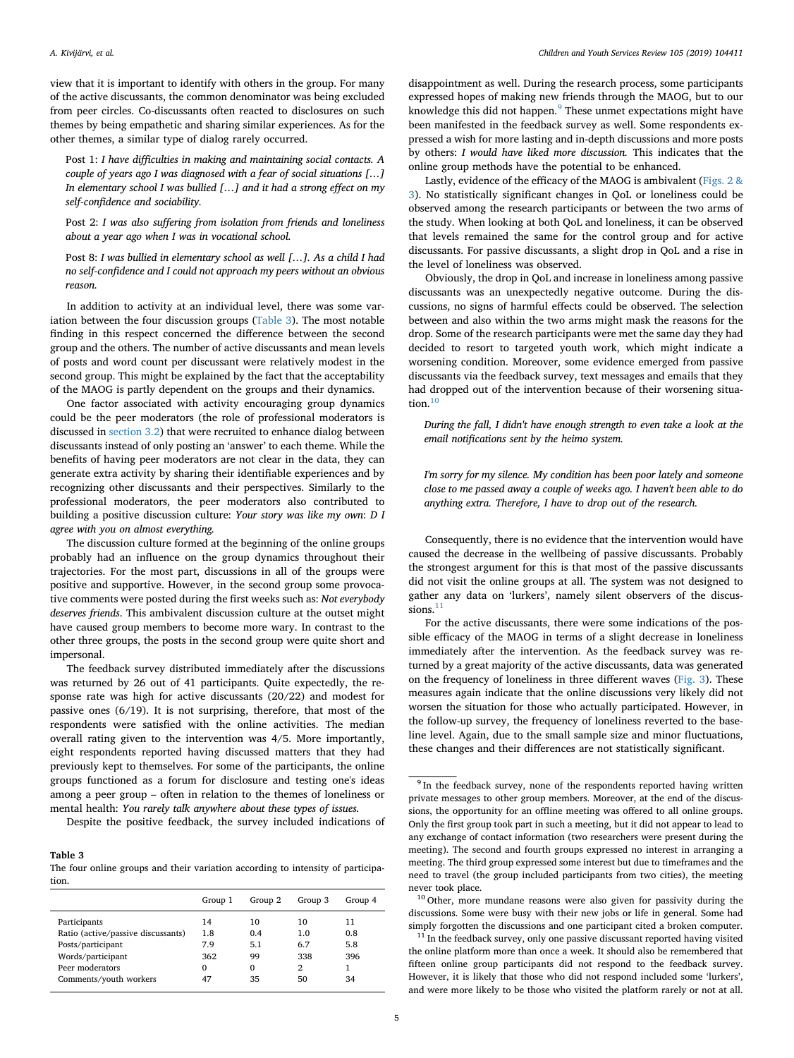view that it is important to identify with others in the group. For many of the active discussants, the common denominator was being excluded from peer circles. Co-discussants often reacted to disclosures on such themes by being empathetic and sharing similar experiences. As for the other themes, a similar type of dialog rarely occurred.

> Post 1: *I have difficulties in making and maintaining social contacts. A couple of years ago I was diagnosed with a fear of social situations […] In elementary school I was bullied […] and it had a strong effect on my self-confidence and sociability.*
>
> Post 2: *I was also suffering from isolation from friends and loneliness about a year ago when I was in vocational school.*
>
> Post 8: *I was bullied in elementary school as well […]. As a child I had no self-confidence and I could not approach my peers without an obvious reason.*

In addition to activity at an individual level, there was some variation between the four discussion groups (Table 3). The most notable finding in this respect concerned the difference between the second group and the others. The number of active discussants and mean levels of posts and word count per discussant were relatively modest in the second group. This might be explained by the fact that the acceptability of the MAOG is partly dependent on the groups and their dynamics.

One factor associated with activity encouraging group dynamics could be the peer moderators (the role of professional moderators is discussed in section 3.2) that were recruited to enhance dialog between discussants instead of only posting an 'answer' to each theme. While the benefits of having peer moderators are not clear in the data, they can generate extra activity by sharing their identifiable experiences and by recognizing other discussants and their perspectives. Similarly to the professional moderators, the peer moderators also contributed to building a positive discussion culture: *Your story was like my own*: *D I agree with you on almost everything.*

The discussion culture formed at the beginning of the online groups probably had an influence on the group dynamics throughout their trajectories. For the most part, discussions in all of the groups were positive and supportive. However, in the second group some provocative comments were posted during the first weeks such as: *Not everybody deserves friends*. This ambivalent discussion culture at the outset might have caused group members to become more wary. In contrast to the other three groups, the posts in the second group were quite short and impersonal.

The feedback survey distributed immediately after the discussions was returned by 26 out of 41 participants. Quite expectedly, the response rate was high for active discussants (20/22) and modest for passive ones (6/19). It is not surprising, therefore, that most of the respondents were satisfied with the online activities. The median overall rating given to the intervention was 4/5. More importantly, eight respondents reported having discussed matters that they had previously kept to themselves. For some of the participants, the online groups functioned as a forum for disclosure and testing one's ideas among a peer group – often in relation to the themes of loneliness or mental health: *You rarely talk anywhere about these types of issues.*

Despite the positive feedback, the survey included indications of disappointment as well. During the research process, some participants expressed hopes of making new friends through the MAOG, but to our knowledge this did not happen.[9] These unmet expectations might have been manifested in the feedback survey as well. Some respondents expressed a wish for more lasting and in-depth discussions and more posts by others: *I would have liked more discussion.* This indicates that the online group methods have the potential to be enhanced.

Lastly, evidence of the efficacy of the MAOG is ambivalent (Figs. 2 & 3). No statistically significant changes in QoL or loneliness could be observed among the research participants or between the two arms of the study. When looking at both QoL and loneliness, it can be observed that levels remained the same for the control group and for active discussants. For passive discussants, a slight drop in QoL and a rise in the level of loneliness was observed.

Obviously, the drop in QoL and increase in loneliness among passive discussants was an unexpectedly negative outcome. During the discussions, no signs of harmful effects could be observed. The selection between and also within the two arms might mask the reasons for the drop. Some of the research participants were met the same day they had decided to resort to targeted youth work, which might indicate a worsening condition. Moreover, some evidence emerged from passive discussants via the feedback survey, text messages and emails that they had dropped out of the intervention because of their worsening situation.[10]

> *During the fall, I didn't have enough strength to even take a look at the email notifications sent by the heimo system.*
>
> *I'm sorry for my silence. My condition has been poor lately and someone close to me passed away a couple of weeks ago. I haven't been able to do anything extra. Therefore, I have to drop out of the research.*

Consequently, there is no evidence that the intervention would have caused the decrease in the wellbeing of passive discussants. Probably the strongest argument for this is that most of the passive discussants did not visit the online groups at all. The system was not designed to gather any data on 'lurkers', namely silent observers of the discussions.[11]

For the active discussants, there were some indications of the possible efficacy of the MAOG in terms of a slight decrease in loneliness immediately after the intervention. As the feedback survey was returned by a great majority of the active discussants, data was generated on the frequency of loneliness in three different waves (Fig. 3). These measures again indicate that the online discussions very likely did not worsen the situation for those who actually participated. However, in the follow-up survey, the frequency of loneliness reverted to the baseline level. Again, due to the small sample size and minor fluctuations, these changes and their differences are not statistically significant.

**Table 3**
The four online groups and their variation according to intensity of participation.

| | Group 1 | Group 2 | Group 3 | Group 4 |
|---|---|---|---|---|
| Participants | 14 | 10 | 10 | 11 |
| Ratio (active/passive discussants) | 1.8 | 0.4 | 1.0 | 0.8 |
| Posts/participant | 7.9 | 5.1 | 6.7 | 5.8 |
| Words/participant | 362 | 99 | 338 | 396 |
| Peer moderators | 0 | 0 | 2 | 1 |
| Comments/youth workers | 47 | 35 | 50 | 34 |

[9] In the feedback survey, none of the respondents reported having written private messages to other group members. Moreover, at the end of the discussions, the opportunity for an offline meeting was offered to all online groups. Only the first group took part in such a meeting, but it did not appear to lead to any exchange of contact information (two researchers were present during the meeting). The second and fourth groups expressed no interest in arranging a meeting. The third group expressed some interest but due to timeframes and the need to travel (the group included participants from two cities), the meeting never took place.

[10] Other, more mundane reasons were also given for passivity during the discussions. Some were busy with their new jobs or life in general. Some had simply forgotten the discussions and one participant cited a broken computer.

[11] In the feedback survey, only one passive discussant reported having visited the online platform more than once a week. It should also be remembered that fifteen online group participants did not respond to the feedback survey. However, it is likely that those who did not respond included some 'lurkers', and were more likely to be those who visited the platform rarely or not at all.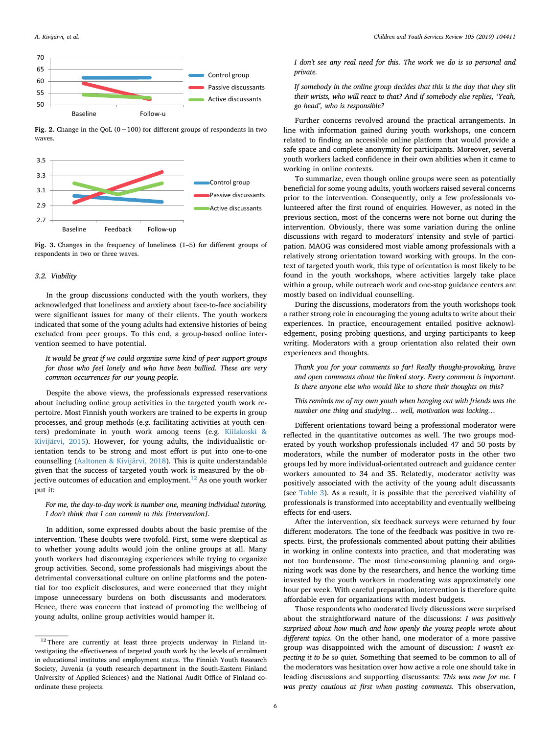Fig. 2. Change in the QoL (0 − 100) for different groups of respondents in two waves.

Fig. 3. Changes in the frequency of loneliness (1–5) for different groups of respondents in two or three waves.

### 3.2. Viability

In the group discussions conducted with the youth workers, they acknowledged that loneliness and anxiety about face-to-face sociability were significant issues for many of their clients. The youth workers indicated that some of the young adults had extensive histories of being excluded from peer groups. To this end, a group-based online intervention seemed to have potential.

> *It would be great if we could organize some kind of peer support groups for those who feel lonely and who have been bullied. These are very common occurrences for our young people.*

Despite the above views, the professionals expressed reservations about including online group activities in the targeted youth work repertoire. Most Finnish youth workers are trained to be experts in group processes, and group methods (e.g. facilitating activities at youth centers) predominate in youth work among teens (e.g. Kiilakoski & Kivijärvi, 2015). However, for young adults, the individualistic orientation tends to be strong and most effort is put into one-to-one counselling (Aaltonen & Kivijärvi, 2018). This is quite understandable given that the success of targeted youth work is measured by the objective outcomes of education and employment.[12] As one youth worker put it:

> *For me, the day-to-day work is number one, meaning individual tutoring. I don't think that I can commit to this [intervention].*

In addition, some expressed doubts about the basic premise of the intervention. These doubts were twofold. First, some were skeptical as to whether young adults would join the online groups at all. Many youth workers had discouraging experiences while trying to organize group activities. Second, some professionals had misgivings about the detrimental conversational culture on online platforms and the potential for too explicit disclosures, and were concerned that they might impose unnecessary burdens on both discussants and moderators. Hence, there was concern that instead of promoting the wellbeing of young adults, online group activities would hamper it.

> *I don't see any real need for this. The work we do is so personal and private.*

> *If somebody in the online group decides that this is the day that they slit their wrists, who will react to that? And if somebody else replies, 'Yeah, go head', who is responsible?*

Further concerns revolved around the practical arrangements. In line with information gained during youth workshops, one concern related to finding an accessible online platform that would provide a safe space and complete anonymity for participants. Moreover, several youth workers lacked confidence in their own abilities when it came to working in online contexts.

To summarize, even though online groups were seen as potentially beneficial for some young adults, youth workers raised several concerns prior to the intervention. Consequently, only a few professionals volunteered after the first round of enquiries. However, as noted in the previous section, most of the concerns were not borne out during the intervention. Obviously, there was some variation during the online discussions with regard to moderators' intensity and style of participation. MAOG was considered most viable among professionals with a relatively strong orientation toward working with groups. In the context of targeted youth work, this type of orientation is most likely to be found in the youth workshops, where activities largely take place within a group, while outreach work and one-stop guidance centers are mostly based on individual counselling.

During the discussions, moderators from the youth workshops took a rather strong role in encouraging the young adults to write about their experiences. In practice, encouragement entailed positive acknowledgement, posing probing questions, and urging participants to keep writing. Moderators with a group orientation also related their own experiences and thoughts.

> *Thank you for your comments so far! Really thought-provoking, brave and open comments about the linked story. Every comment is important. Is there anyone else who would like to share their thoughts on this?*

> *This reminds me of my own youth when hanging out with friends was the number one thing and studying… well, motivation was lacking…*

Different orientations toward being a professional moderator were reflected in the quantitative outcomes as well. The two groups moderated by youth workshop professionals included 47 and 50 posts by moderators, while the number of moderator posts in the other two groups led by more individual-orientated outreach and guidance center workers amounted to 34 and 35. Relatedly, moderator activity was positively associated with the activity of the young adult discussants (see Table 3). As a result, it is possible that the perceived viability of professionals is transformed into acceptability and eventually wellbeing effects for end-users.

After the intervention, six feedback surveys were returned by four different moderators. The tone of the feedback was positive in two respects. First, the professionals commented about putting their abilities in working in online contexts into practice, and that moderating was not too burdensome. The most time-consuming planning and organizing work was done by the researchers, and hence the working time invested by the youth workers in moderating was approximately one hour per week. With careful preparation, intervention is therefore quite affordable even for organizations with modest budgets.

Those respondents who moderated lively discussions were surprised about the straightforward nature of the discussions: *I was positively surprised about how much and how openly the young people wrote about different topics*. On the other hand, one moderator of a more passive group was disappointed with the amount of discussion: *I wasn't expecting it to be so quiet*. Something that seemed to be common to all of the moderators was hesitation over how active a role one should take in leading discussions and supporting discussants: *This was new for me. I was pretty cautious at first when posting comments.* This observation,

[12] There are currently at least three projects underway in Finland investigating the effectiveness of targeted youth work by the levels of enrolment in educational institutes and employment status. The Finnish Youth Research Society, Juvenia (a youth research department in the South-Eastern Finland University of Applied Sciences) and the National Audit Office of Finland coordinate these projects.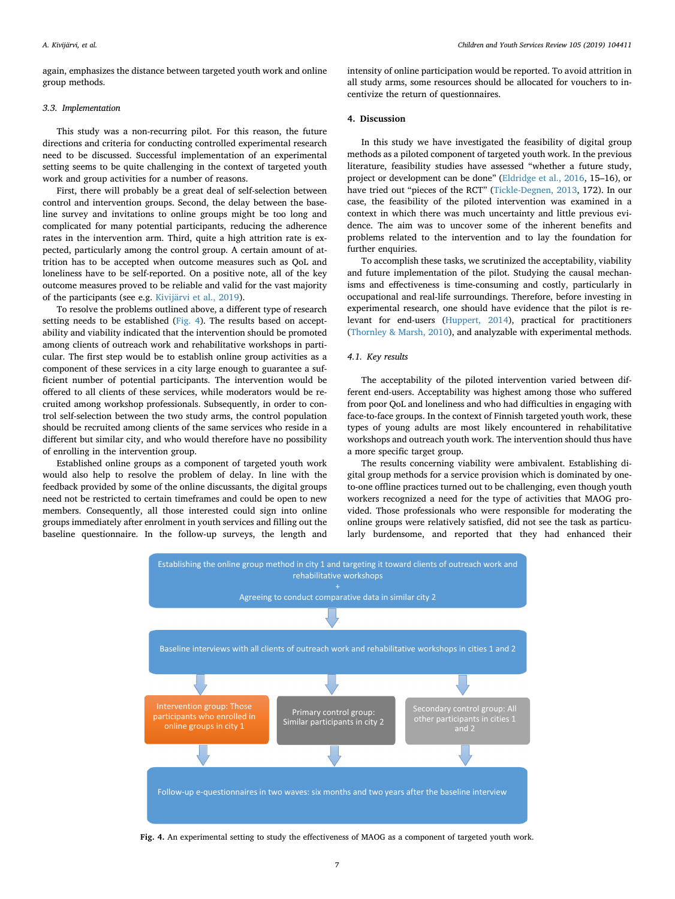again, emphasizes the distance between targeted youth work and online group methods.

### 3.3. Implementation

This study was a non-recurring pilot. For this reason, the future directions and criteria for conducting controlled experimental research need to be discussed. Successful implementation of an experimental setting seems to be quite challenging in the context of targeted youth work and group activities for a number of reasons.

First, there will probably be a great deal of self-selection between control and intervention groups. Second, the delay between the baseline survey and invitations to online groups might be too long and complicated for many potential participants, reducing the adherence rates in the intervention arm. Third, quite a high attrition rate is expected, particularly among the control group. A certain amount of attrition has to be accepted when outcome measures such as QoL and loneliness have to be self-reported. On a positive note, all of the key outcome measures proved to be reliable and valid for the vast majority of the participants (see e.g. Kivijärvi et al., 2019).

To resolve the problems outlined above, a different type of research setting needs to be established (Fig. 4). The results based on acceptability and viability indicated that the intervention should be promoted among clients of outreach work and rehabilitative workshops in particular. The first step would be to establish online group activities as a component of these services in a city large enough to guarantee a sufficient number of potential participants. The intervention would be offered to all clients of these services, while moderators would be recruited among workshop professionals. Subsequently, in order to control self-selection between the two study arms, the control population should be recruited among clients of the same services who reside in a different but similar city, and who would therefore have no possibility of enrolling in the intervention group.

Established online groups as a component of targeted youth work would also help to resolve the problem of delay. In line with the feedback provided by some of the online discussants, the digital groups need not be restricted to certain timeframes and could be open to new members. Consequently, all those interested could sign into online groups immediately after enrolment in youth services and filling out the baseline questionnaire. In the follow-up surveys, the length and intensity of online participation would be reported. To avoid attrition in all study arms, some resources should be allocated for vouchers to incentivize the return of questionnaires.

## 4. Discussion

In this study we have investigated the feasibility of digital group methods as a piloted component of targeted youth work. In the previous literature, feasibility studies have assessed "whether a future study, project or development can be done" (Eldridge et al., 2016, 15–16), or have tried out "pieces of the RCT" (Tickle-Degnen, 2013, 172). In our case, the feasibility of the piloted intervention was examined in a context in which there was much uncertainty and little previous evidence. The aim was to uncover some of the inherent benefits and problems related to the intervention and to lay the foundation for further enquiries.

To accomplish these tasks, we scrutinized the acceptability, viability and future implementation of the pilot. Studying the causal mechanisms and effectiveness is time-consuming and costly, particularly in occupational and real-life surroundings. Therefore, before investing in experimental research, one should have evidence that the pilot is relevant for end-users (Huppert, 2014), practical for practitioners (Thornley & Marsh, 2010), and analyzable with experimental methods.

### 4.1. Key results

The acceptability of the piloted intervention varied between different end-users. Acceptability was highest among those who suffered from poor QoL and loneliness and who had difficulties in engaging with face-to-face groups. In the context of Finnish targeted youth work, these types of young adults are most likely encountered in rehabilitative workshops and outreach youth work. The intervention should thus have a more specific target group.

The results concerning viability were ambivalent. Establishing digital group methods for a service provision which is dominated by one-to-one offline practices turned out to be challenging, even though youth workers recognized a need for the type of activities that MAOG provided. Those professionals who were responsible for moderating the online groups were relatively satisfied, did not see the task as particularly burdensome, and reported that they had enhanced their

Establishing the online group method in city 1 and targeting it toward clients of outreach work and rehabilitative workshops
+
Agreeing to conduct comparative data in similar city 2

↓

Baseline interviews with all clients of outreach work and rehabilitative workshops in cities 1 and 2

↓

| Intervention group: Those participants who enrolled in online groups in city 1 | Primary control group: Similar participants in city 2 | Secondary control group: All other participants in cities 1 and 2 |
|---|---|---|

↓

Follow-up e-questionnaires in two waves: six months and two years after the baseline interview

**Fig. 4.** An experimental setting to study the effectiveness of MAOG as a component of targeted youth work.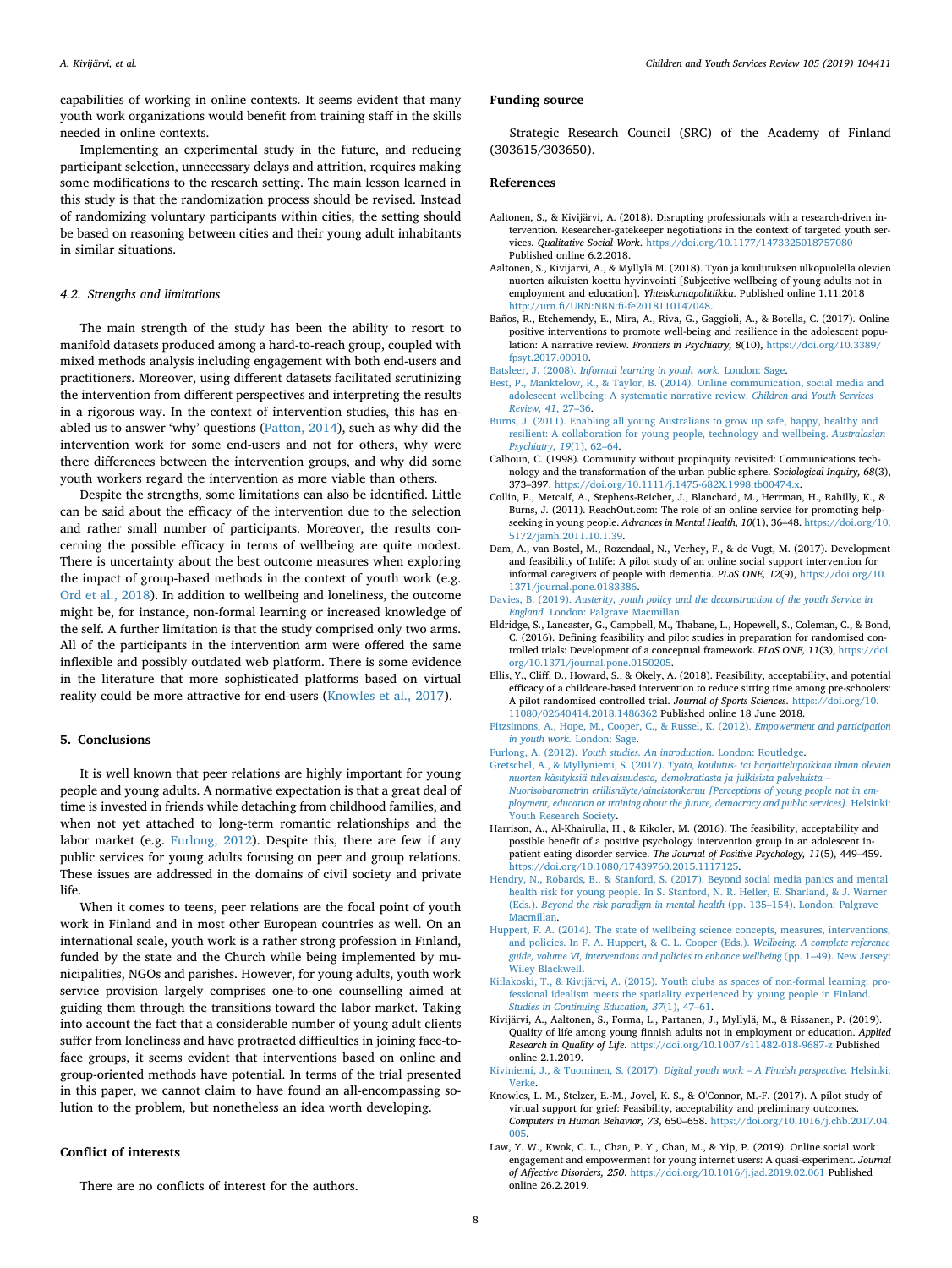capabilities of working in online contexts. It seems evident that many youth work organizations would benefit from training staff in the skills needed in online contexts.

Implementing an experimental study in the future, and reducing participant selection, unnecessary delays and attrition, requires making some modifications to the research setting. The main lesson learned in this study is that the randomization process should be revised. Instead of randomizing voluntary participants within cities, the setting should be based on reasoning between cities and their young adult inhabitants in similar situations.

### 4.2. Strengths and limitations

The main strength of the study has been the ability to resort to manifold datasets produced among a hard-to-reach group, coupled with mixed methods analysis including engagement with both end-users and practitioners. Moreover, using different datasets facilitated scrutinizing the intervention from different perspectives and interpreting the results in a rigorous way. In the context of intervention studies, this has enabled us to answer 'why' questions (Patton, 2014), such as why did the intervention work for some end-users and not for others, why were there differences between the intervention groups, and why did some youth workers regard the intervention as more viable than others.

Despite the strengths, some limitations can also be identified. Little can be said about the efficacy of the intervention due to the selection and rather small number of participants. Moreover, the results concerning the possible efficacy in terms of wellbeing are quite modest. There is uncertainty about the best outcome measures when exploring the impact of group-based methods in the context of youth work (e.g. Ord et al., 2018). In addition to wellbeing and loneliness, the outcome might be, for instance, non-formal learning or increased knowledge of the self. A further limitation is that the study comprised only two arms. All of the participants in the intervention arm were offered the same inflexible and possibly outdated web platform. There is some evidence in the literature that more sophisticated platforms based on virtual reality could be more attractive for end-users (Knowles et al., 2017).

## 5. Conclusions

It is well known that peer relations are highly important for young people and young adults. A normative expectation is that a great deal of time is invested in friends while detaching from childhood families, and when not yet attached to long-term romantic relationships and the labor market (e.g. Furlong, 2012). Despite this, there are few if any public services for young adults focusing on peer and group relations. These issues are addressed in the domains of civil society and private life.

When it comes to teens, peer relations are the focal point of youth work in Finland and in most other European countries as well. On an international scale, youth work is a rather strong profession in Finland, funded by the state and the Church while being implemented by municipalities, NGOs and parishes. However, for young adults, youth work service provision largely comprises one-to-one counselling aimed at guiding them through the transitions toward the labor market. Taking into account the fact that a considerable number of young adult clients suffer from loneliness and have protracted difficulties in joining face-to-face groups, it seems evident that interventions based on online and group-oriented methods have potential. In terms of the trial presented in this paper, we cannot claim to have found an all-encompassing solution to the problem, but nonetheless an idea worth developing.

## Conflict of interests

There are no conflicts of interest for the authors.

## Funding source

Strategic Research Council (SRC) of the Academy of Finland (303615/303650).

## References

Aaltonen, S., & Kivijärvi, A. (2018). Disrupting professionals with a research-driven intervention. Researcher-gatekeeper negotiations in the context of targeted youth services. *Qualitative Social Work*. https://doi.org/10.1177/1473325018757080 Published online 6.2.2018.

Aaltonen, S., Kivijärvi, A., & Myllylä M. (2018). Työn ja koulutuksen ulkopuolella olevien nuorten aikuisten koettu hyvinvointi [Subjective wellbeing of young adults not in employment and education]. *Yhteiskuntapolitiikka*. Published online 1.11.2018 http://urn.fi/URN:NBN:fi-fe2018110147048.

Baños, R., Etchemendy, E., Mira, A., Riva, G., Gaggioli, A., & Botella, C. (2017). Online positive interventions to promote well-being and resilience in the adolescent population: A narrative review. *Frontiers in Psychiatry, 8*(10), https://doi.org/10.3389/fpsyt.2017.00010.

Batsleer, J. (2008). *Informal learning in youth work.* London: Sage.

Best, P., Manktelow, R., & Taylor, B. (2014). Online communication, social media and adolescent wellbeing: A systematic narrative review. *Children and Youth Services Review, 41*, 27–36.

Burns, J. (2011). Enabling all young Australians to grow up safe, happy, healthy and resilient: A collaboration for young people, technology and wellbeing. *Australasian Psychiatry, 19*(1), 62–64.

Calhoun, C. (1998). Community without propinquity revisited: Communications technology and the transformation of the urban public sphere. *Sociological Inquiry, 68*(3), 373–397. https://doi.org/10.1111/j.1475-682X.1998.tb00474.x.

Collin, P., Metcalf, A., Stephens-Reicher, J., Blanchard, M., Herrman, H., Rahilly, K., & Burns, J. (2011). ReachOut.com: The role of an online service for promoting help-seeking in young people. *Advances in Mental Health, 10*(1), 36–48. https://doi.org/10.5172/jamh.2011.10.1.39.

Dam, A., van Bostel, M., Rozendaal, N., Verhey, F., & de Vugt, M. (2017). Development and feasibility of Inlife: A pilot study of an online social support intervention for informal caregivers of people with dementia. *PLoS ONE, 12*(9), https://doi.org/10.1371/journal.pone.0183386.

Davies, B. (2019). *Austerity, youth policy and the deconstruction of the youth Service in England.* London: Palgrave Macmillan.

Eldridge, S., Lancaster, G., Campbell, M., Thabane, L., Hopewell, S., Coleman, C., & Bond, C. (2016). Defining feasibility and pilot studies in preparation for randomised controlled trials: Development of a conceptual framework. *PLoS ONE, 11*(3), https://doi.org/10.1371/journal.pone.0150205.

Ellis, Y., Cliff, D., Howard, S., & Okely, A. (2018). Feasibility, acceptability, and potential efficacy of a childcare-based intervention to reduce sitting time among pre-schoolers: A pilot randomised controlled trial. *Journal of Sports Sciences*. https://doi.org/10.11080/02640414.2018.1486362 Published online 18 June 2018.

Fitzsimons, A., Hope, M., Cooper, C., & Russel, K. (2012). *Empowerment and participation in youth work.* London: Sage.

Furlong, A. (2012). *Youth studies. An introduction.* London: Routledge.

Gretschel, A., & Myllyniemi, S. (2017). *Työtä, koulutus- tai harjoittelupaikkaa ilman olevien nuorten käsityksiä tulevaisuudesta, demokratiasta ja julkisista palveluista – Nuorisobarometrin erillisnäyte/aineistonkeruu [Perceptions of young people not in employment, education or training about the future, democracy and public services].* Helsinki: Youth Research Society.

Harrison, A., Al-Khairulla, H., & Kikoler, M. (2016). The feasibility, acceptability and possible benefit of a positive psychology intervention group in an adolescent inpatient eating disorder service. *The Journal of Positive Psychology, 11*(5), 449–459. https://doi.org/10.1080/17439760.2015.1117125.

Hendry, N., Robards, B., & Stanford, S. (2017). Beyond social media panics and mental health risk for young people. In S. Stanford, N. R. Heller, E. Sharland, & J. Warner (Eds.). *Beyond the risk paradigm in mental health* (pp. 135–154). London: Palgrave Macmillan.

Huppert, F. A. (2014). The state of wellbeing science concepts, measures, interventions, and policies. In F. A. Huppert, & C. L. Cooper (Eds.). *Wellbeing: A complete reference guide, volume VI, interventions and policies to enhance wellbeing* (pp. 1–49). New Jersey: Wiley Blackwell.

Kiilakoski, T., & Kivijärvi, A. (2015). Youth clubs as spaces of non-formal learning: professional idealism meets the spatiality experienced by young people in Finland. *Studies in Continuing Education, 37*(1), 47–61.

Kivijärvi, A., Aaltonen, S., Forma, L., Partanen, J., Myllylä, M., & Rissanen, P. (2019). Quality of life among young finnish adults not in employment or education. *Applied Research in Quality of Life*. https://doi.org/10.1007/s11482-018-9687-z Published online 2.1.2019.

Kiviniemi, J., & Tuominen, S. (2017). *Digital youth work – A Finnish perspective.* Helsinki: Verke.

Knowles, L. M., Stelzer, E.-M., Jovel, K. S., & O'Connor, M.-F. (2017). A pilot study of virtual support for grief: Feasibility, acceptability and preliminary outcomes. *Computers in Human Behavior, 73*, 650–658. https://doi.org/10.1016/j.chb.2017.04.005.

Law, Y. W., Kwok, C. L., Chan, P. Y., Chan, M., & Yip, P. (2019). Online social work engagement and empowerment for young internet users: A quasi-experiment. *Journal of Affective Disorders, 250*. https://doi.org/10.1016/j.jad.2019.02.061 Published online 26.2.2019.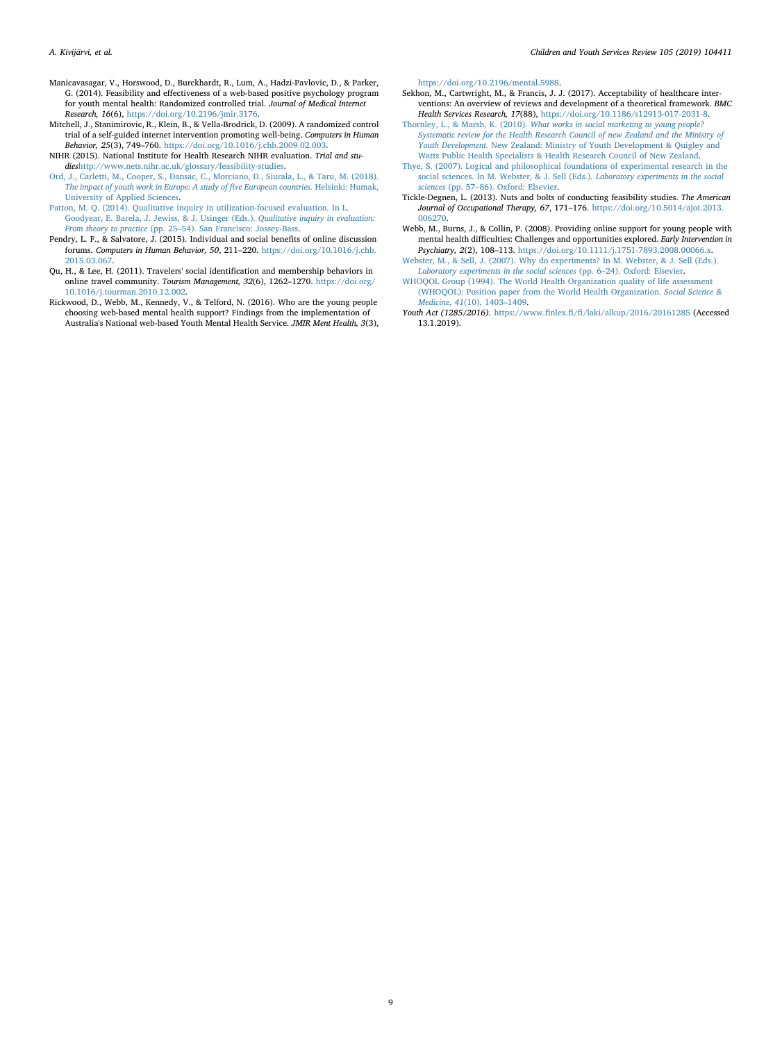Manicavasagar, V., Horswood, D., Burckhardt, R., Lum, A., Hadzi-Pavlovic, D., & Parker, G. (2014). Feasibility and effectiveness of a web-based positive psychology program for youth mental health: Randomized controlled trial. *Journal of Medical Internet Research, 16*(6), https://doi.org/10.2196/jmir.3176.

Mitchell, J., Stanimirovic, R., Klein, B., & Vella-Brodrick, D. (2009). A randomized control trial of a self-guided internet intervention promoting well-being. *Computers in Human Behavior, 25*(3), 749–760. https://doi.org/10.1016/j.chb.2009.02.003.

NIHR (2015). National Institute for Health Research NIHR evaluation. *Trial and studies*http://www.nets.nihr.ac.uk/glossary/feasibility-studies.

Ord, J., Carletti, M., Cooper, S., Dansac, C., Morciano, D., Siurala, L., & Taru, M. (2018). *The impact of youth work in Europe: A study of five European countries.* Helsinki: Humak, University of Applied Sciences.

Patton, M. Q. (2014). Qualitative inquiry in utilization-focused evaluation. In L. Goodyear, E. Barela, J. Jewiss, & J. Usinger (Eds.). *Qualitative inquiry in evaluation: From theory to practice* (pp. 25–54). San Francisco: Jossey-Bass.

Pendry, L. F., & Salvatore, J. (2015). Individual and social benefits of online discussion forums. *Computers in Human Behavior, 50*, 211–220. https://doi.org/10.1016/j.chb.2015.03.067.

Qu, H., & Lee, H. (2011). Travelers' social identification and membership behaviors in online travel community. *Tourism Management, 32*(6), 1262–1270. https://doi.org/10.1016/j.tourman.2010.12.002.

Rickwood, D., Webb, M., Kennedy, V., & Telford, N. (2016). Who are the young people choosing web-based mental health support? Findings from the implementation of Australia's National web-based Youth Mental Health Service. *JMIR Ment Health, 3*(3), https://doi.org/10.2196/mental.5988.

Sekhon, M., Cartwright, M., & Francis, J. J. (2017). Acceptability of healthcare interventions: An overview of reviews and development of a theoretical framework. *BMC Health Services Research, 17*(88), https://doi.org/10.1186/s12913-017-2031-8.

Thornley, L., & Marsh, K. (2010). *What works in social marketing to young people? Systematic review for the Health Research Council of new Zealand and the Ministry of Youth Development.* New Zealand: Ministry of Youth Development & Quigley and Watts Public Health Specialists & Health Research Council of New Zealand.

Thye, S. (2007). Logical and philosophical foundations of experimental research in the social sciences. In M. Webster, & J. Sell (Eds.). *Laboratory experiments in the social sciences* (pp. 57–86). Oxford: Elsevier.

Tickle-Degnen, L. (2013). Nuts and bolts of conducting feasibility studies. *The American Journal of Occupational Therapy, 67*, 171–176. https://doi.org/10.5014/ajot.2013.006270.

Webb, M., Burns, J., & Collin, P. (2008). Providing online support for young people with mental health difficulties: Challenges and opportunities explored. *Early Intervention in Psychiatry, 2*(2), 108–113. https://doi.org/10.1111/j.1751-7893.2008.00066.x.

Webster, M., & Sell, J. (2007). Why do experiments? In M. Webster, & J. Sell (Eds.). *Laboratory experiments in the social sciences* (pp. 6–24). Oxford: Elsevier.

WHOQOL Group (1994). The World Health Organization quality of life assessment (WHOQOL): Position paper from the World Health Organization. *Social Science & Medicine, 41*(10), 1403–1409.

*Youth Act (1285/2016).* https://www.finlex.fi/fi/laki/alkup/2016/20161285 (Accessed 13.1.2019).